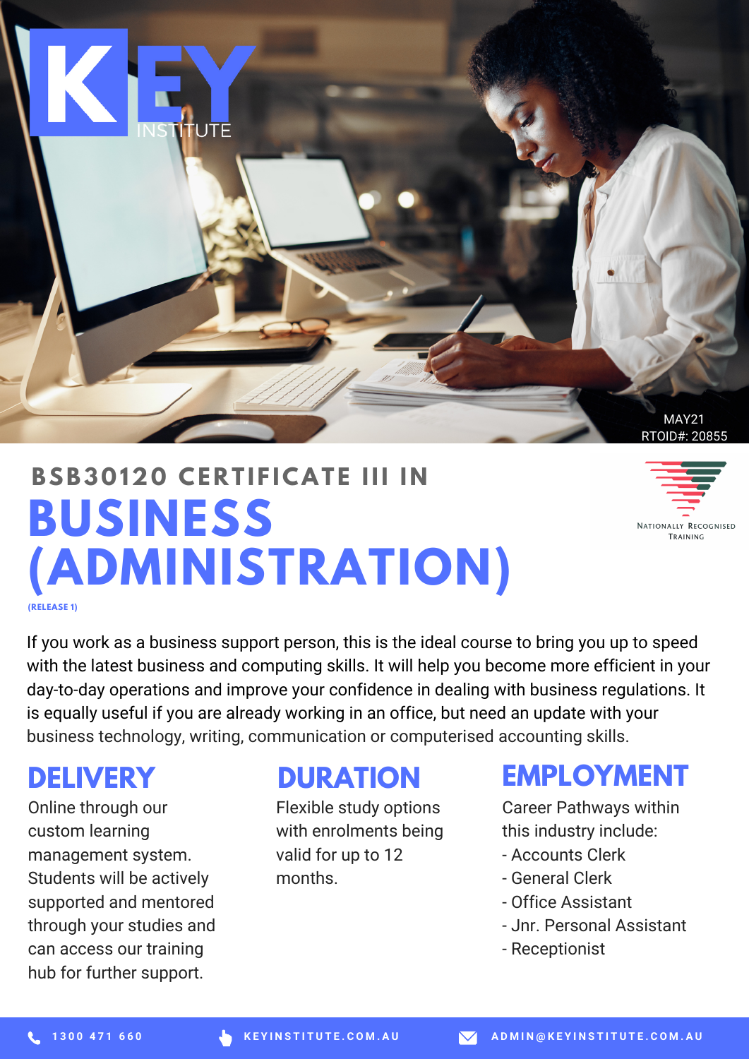KEY INSTITUTE

MAY21
RTOID#: 20855

## BSB30120 CERTIFICATE III IN

# BUSINESS (ADMINISTRATION)

**(RELEASE 1)**

NATIONALLY RECOGNISED TRAINING

If you work as a business support person, this is the ideal course to bring you up to speed with the latest business and computing skills. It will help you become more efficient in your day-to-day operations and improve your confidence in dealing with business regulations. It is equally useful if you are already working in an office, but need an update with your business technology, writing, communication or computerised accounting skills.

## DELIVERY

Online through our custom learning management system. Students will be actively supported and mentored through your studies and can access our training hub for further support.

## DURATION

Flexible study options with enrolments being valid for up to 12 months.

## EMPLOYMENT

Career Pathways within this industry include:

- Accounts Clerk
- General Clerk
- Office Assistant
- Jnr. Personal Assistant
- Receptionist

1300 471 660 | KEYINSTITUTE.COM.AU | ADMIN@KEYINSTITUTE.COM.AU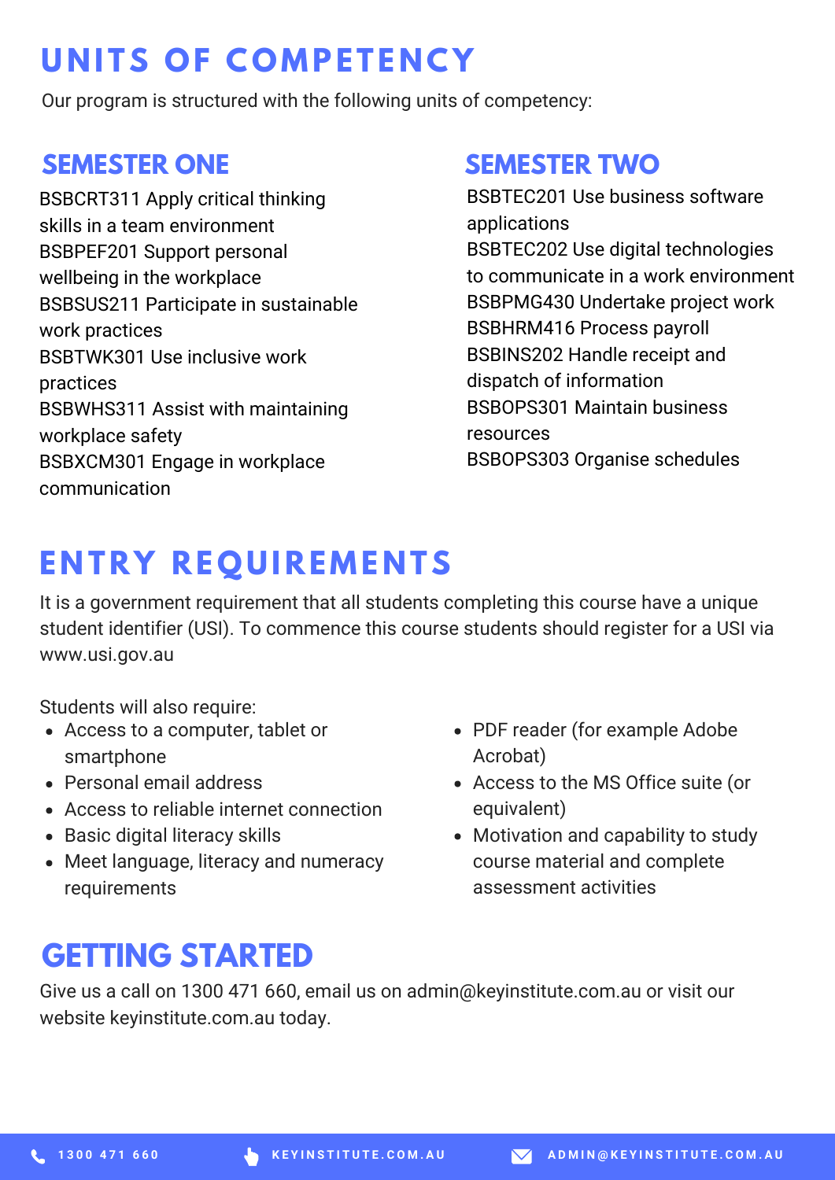# UNITS OF COMPETENCY

Our program is structured with the following units of competency:

## SEMESTER ONE

BSBCRT311 Apply critical thinking skills in a team environment
BSBPEF201 Support personal wellbeing in the workplace
BSBSUS211 Participate in sustainable work practices
BSBTWK301 Use inclusive work practices
BSBWHS311 Assist with maintaining workplace safety
BSBXCM301 Engage in workplace communication

## SEMESTER TWO

BSBTEC201 Use business software applications
BSBTEC202 Use digital technologies to communicate in a work environment
BSBPMG430 Undertake project work
BSBHRM416 Process payroll
BSBINS202 Handle receipt and dispatch of information
BSBOPS301 Maintain business resources
BSBOPS303 Organise schedules

# ENTRY REQUIREMENTS

It is a government requirement that all students completing this course have a unique student identifier (USI). To commence this course students should register for a USI via www.usi.gov.au

Students will also require:

- Access to a computer, tablet or smartphone
- Personal email address
- Access to reliable internet connection
- Basic digital literacy skills
- Meet language, literacy and numeracy requirements
- PDF reader (for example Adobe Acrobat)
- Access to the MS Office suite (or equivalent)
- Motivation and capability to study course material and complete assessment activities

# GETTING STARTED

Give us a call on 1300 471 660, email us on admin@keyinstitute.com.au or visit our website keyinstitute.com.au today.

1300 471 660 KEYINSTITUTE.COM.AU ADMIN@KEYINSTITUTE.COM.AU